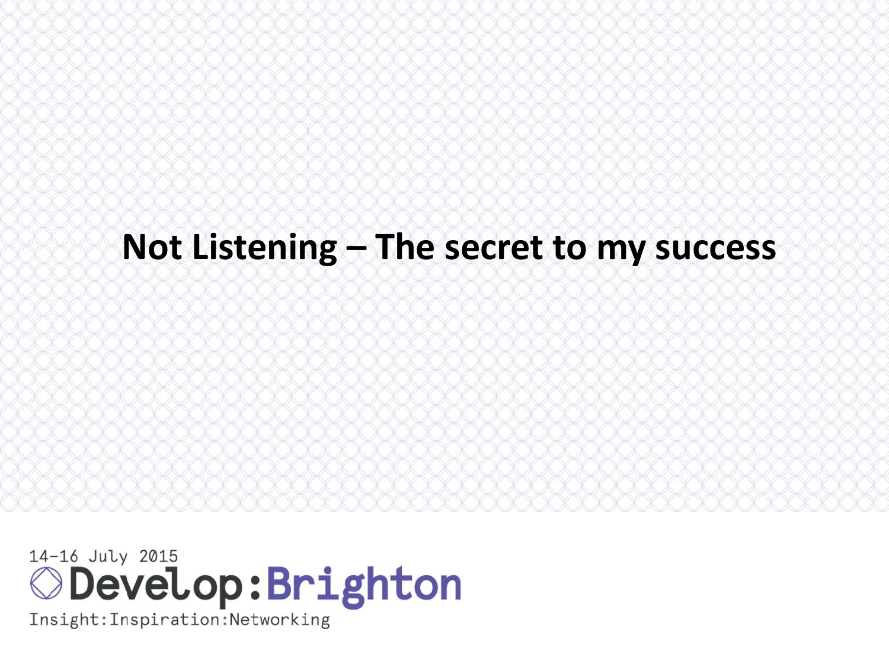# Not Listening – The secret to my success

14-16 July 2015

Develop:Brighton

Insight:Inspiration:Networking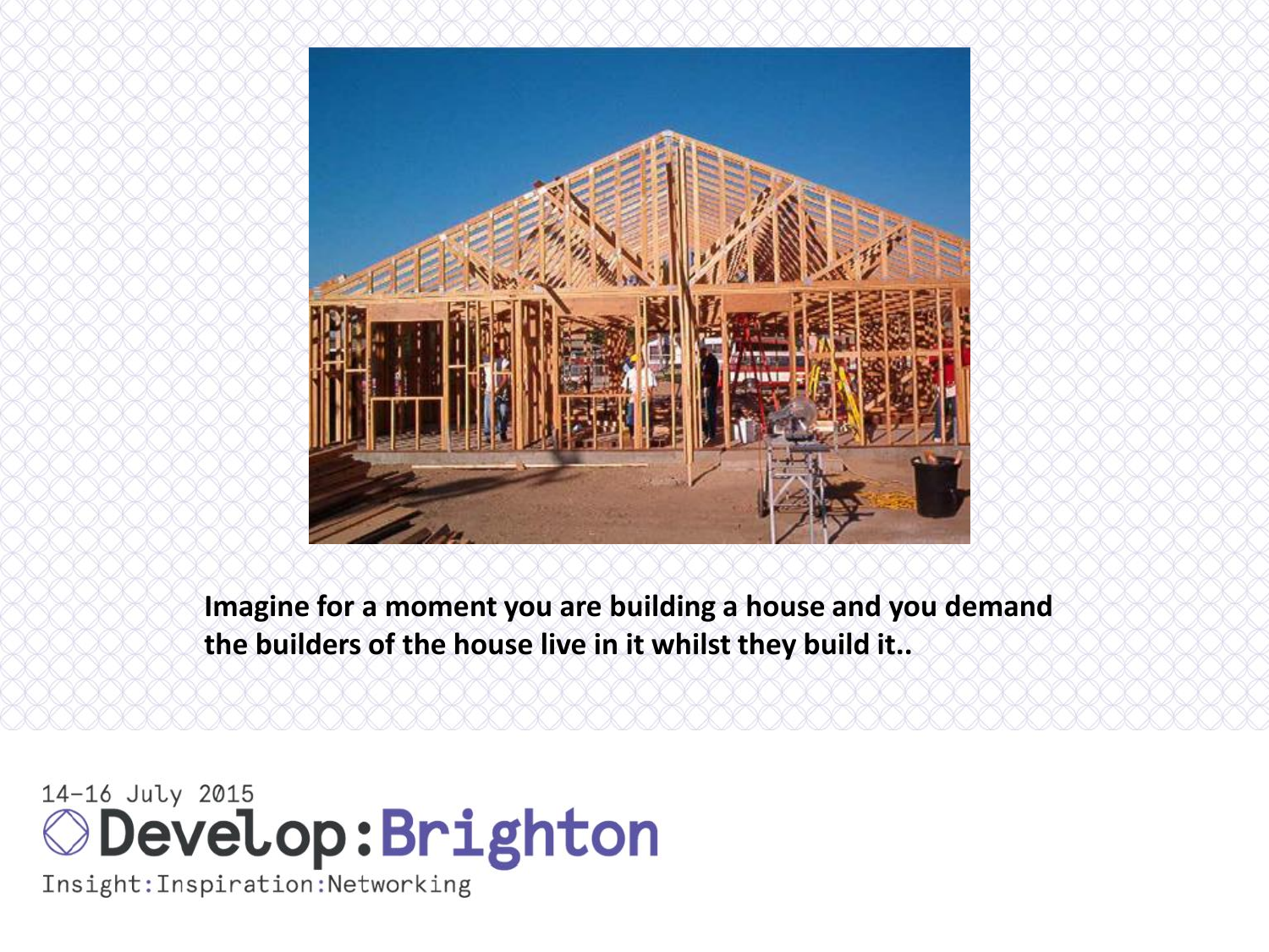**Imagine for a moment you are building a house and you demand the builders of the house live in it whilst they build it..**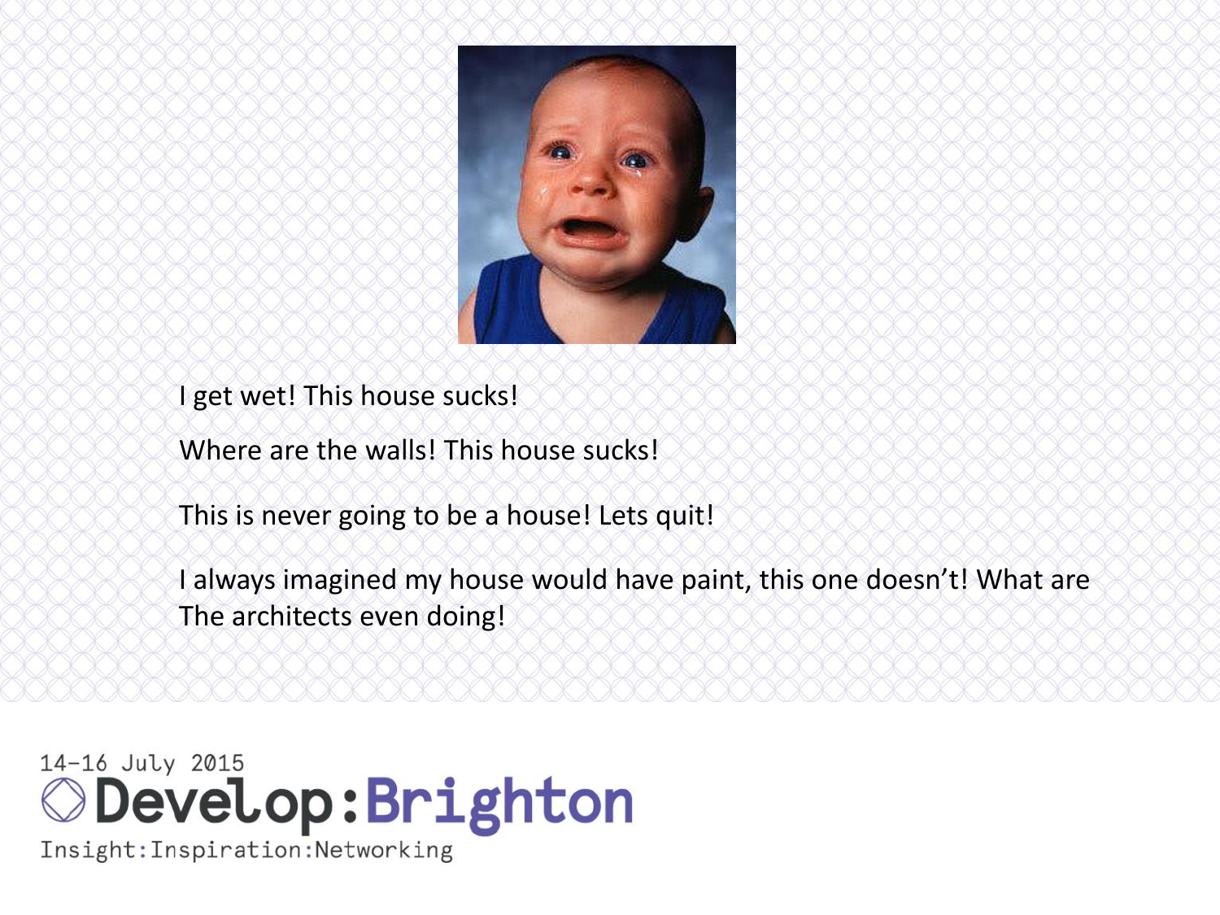I get wet! This house sucks!

Where are the walls! This house sucks!

This is never going to be a house! Lets quit!

I always imagined my house would have paint, this one doesn't! What are The architects even doing!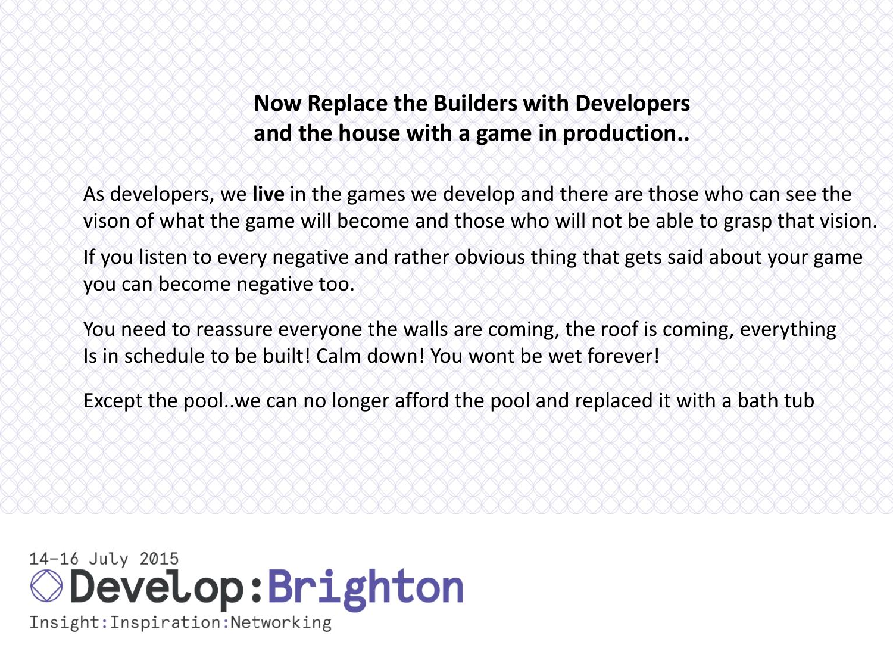**Now Replace the Builders with Developers and the house with a game in production..**

As developers, we **live** in the games we develop and there are those who can see the vison of what the game will become and those who will not be able to grasp that vision.

If you listen to every negative and rather obvious thing that gets said about your game you can become negative too.

You need to reassure everyone the walls are coming, the roof is coming, everything Is in schedule to be built! Calm down! You wont be wet forever!

Except the pool..we can no longer afford the pool and replaced it with a bath tub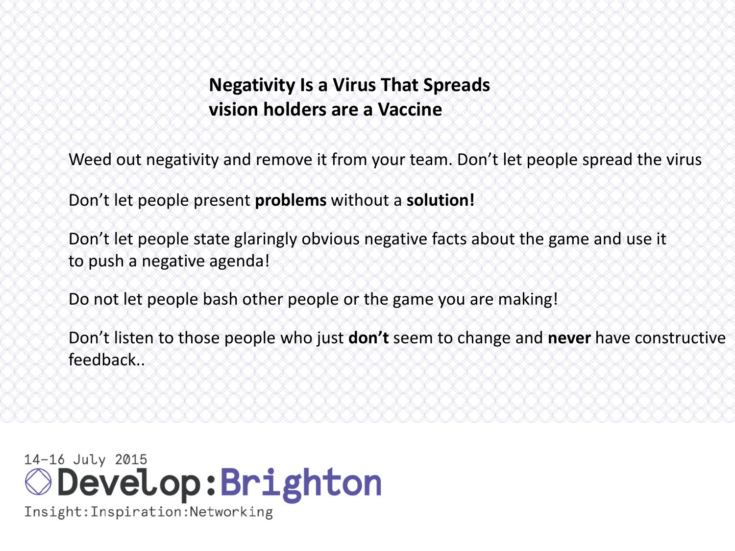## Negativity Is a Virus That Spreads
## vision holders are a Vaccine

Weed out negativity and remove it from your team. Don't let people spread the virus

Don't let people present **problems** without a **solution!**

Don't let people state glaringly obvious negative facts about the game and use it to push a negative agenda!

Do not let people bash other people or the game you are making!

Don't listen to those people who just **don't** seem to change and **never** have constructive feedback..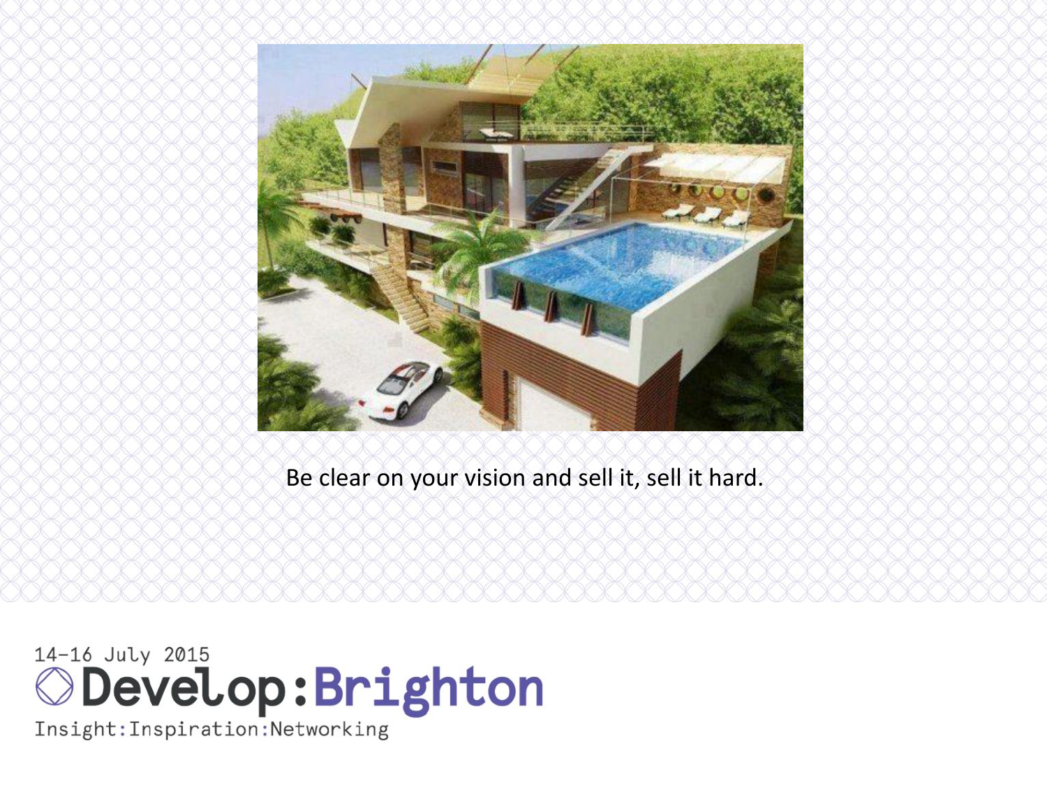Be clear on your vision and sell it, sell it hard.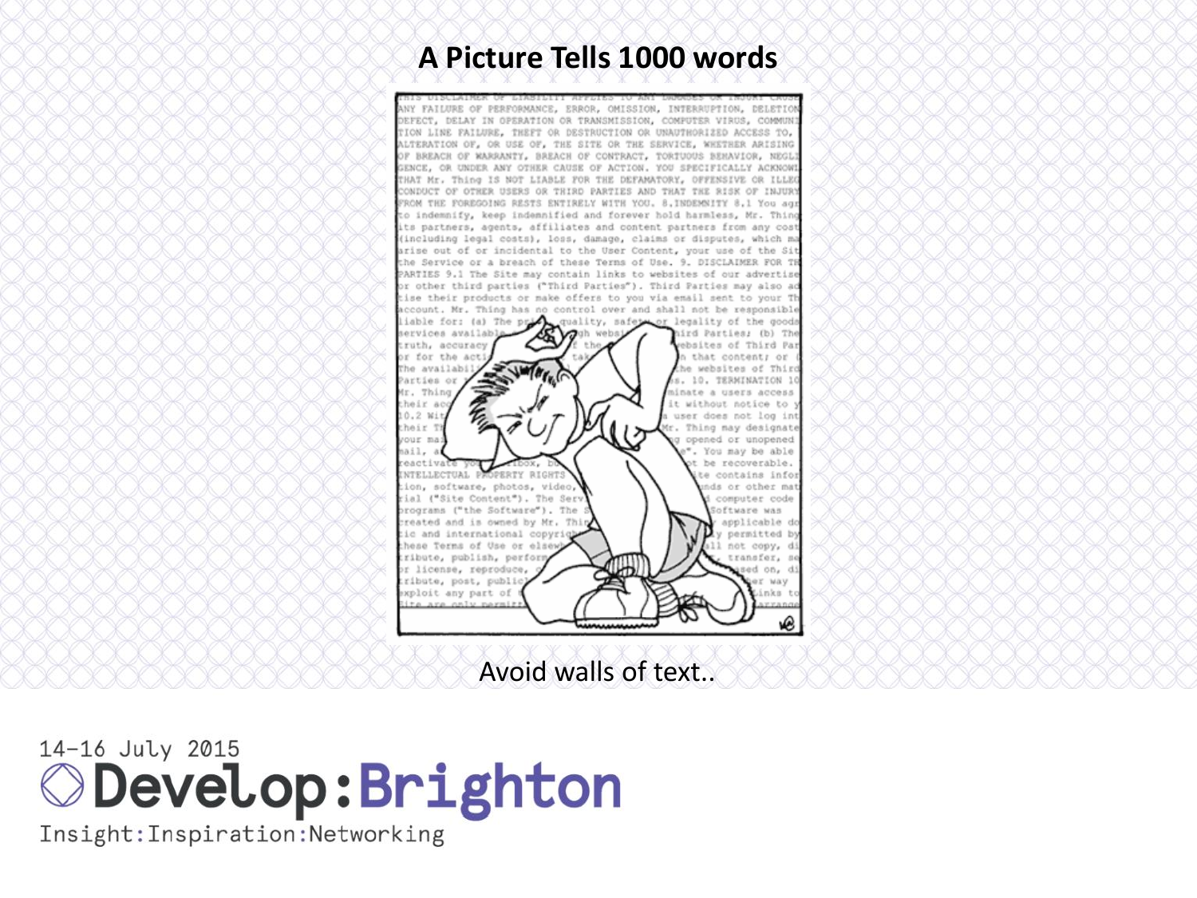# A Picture Tells 1000 words

Avoid walls of text..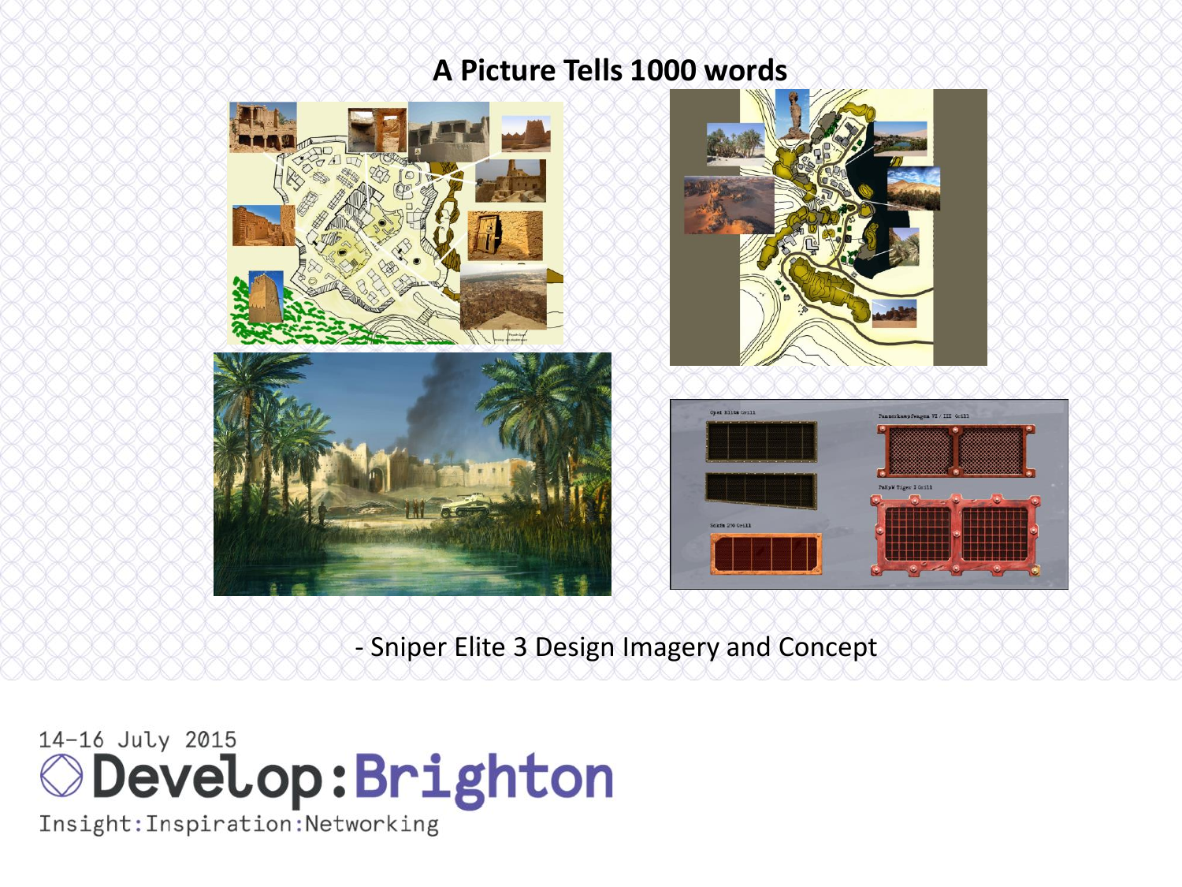## A Picture Tells 1000 words

- Sniper Elite 3 Design Imagery and Concept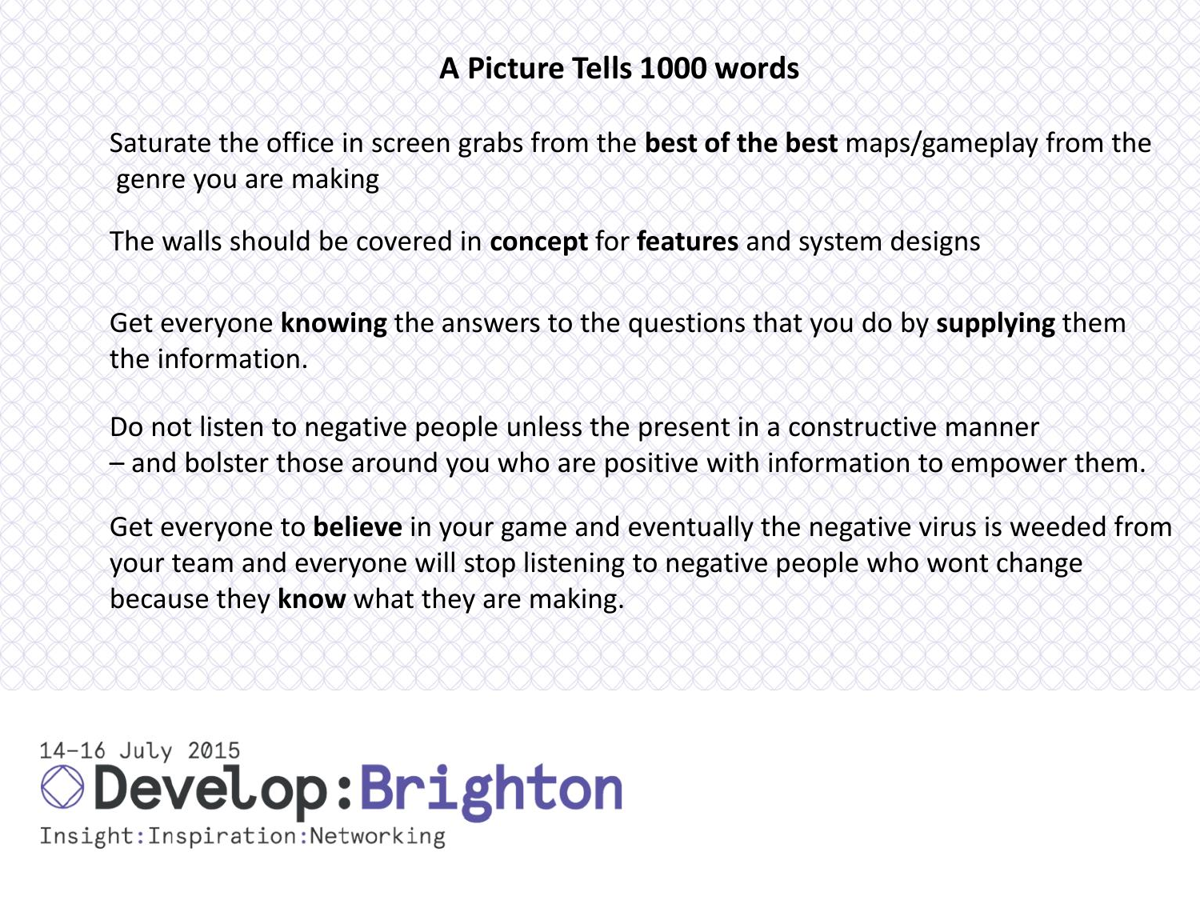## A Picture Tells 1000 words

Saturate the office in screen grabs from the **best of the best** maps/gameplay from the genre you are making

The walls should be covered in **concept** for **features** and system designs

Get everyone **knowing** the answers to the questions that you do by **supplying** them the information.

Do not listen to negative people unless the present in a constructive manner – and bolster those around you who are positive with information to empower them.

Get everyone to **believe** in your game and eventually the negative virus is weeded from your team and everyone will stop listening to negative people who wont change because they **know** what they are making.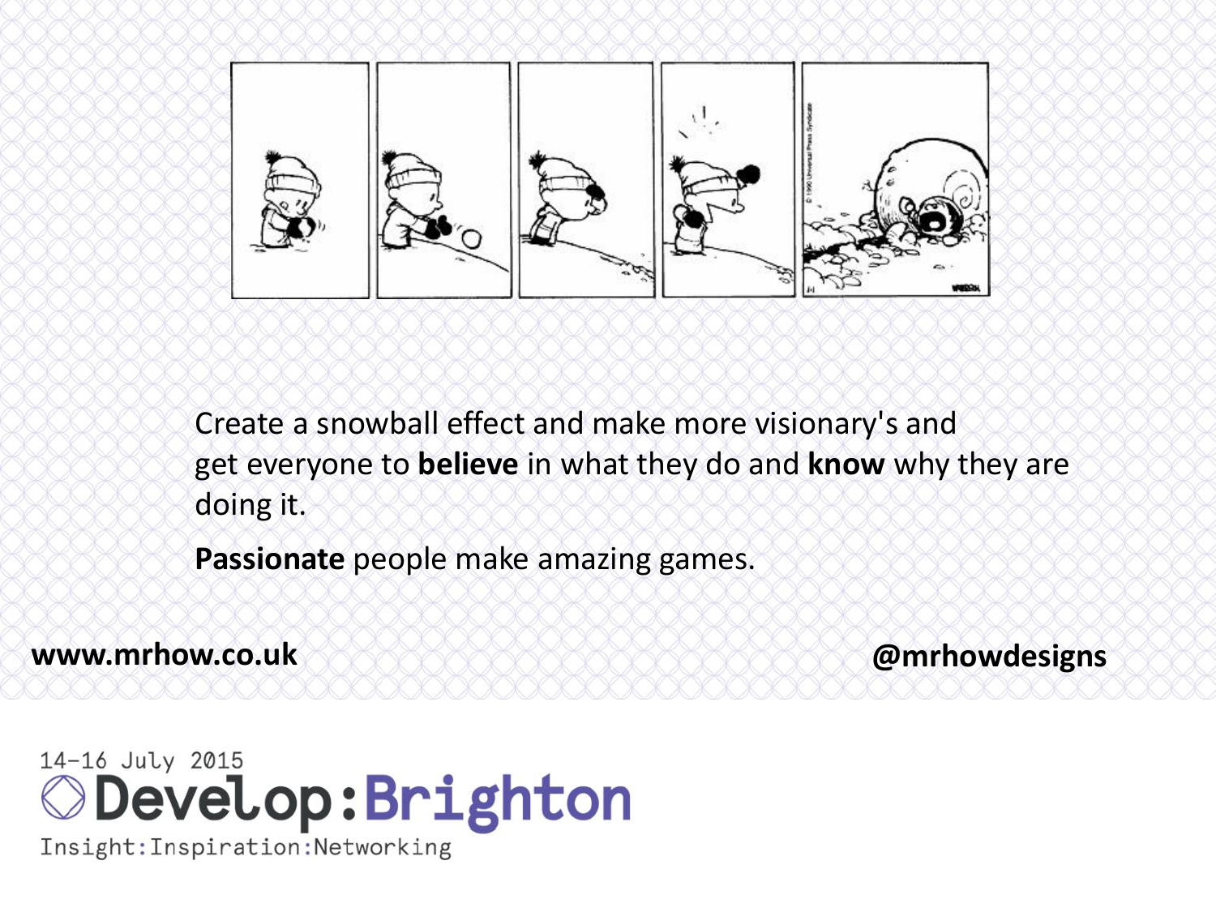Create a snowball effect and make more visionary's and get everyone to **believe** in what they do and **know** why they are doing it.

**Passionate** people make amazing games.

**www.mrhow.co.uk**

**@mrhowdesigns**